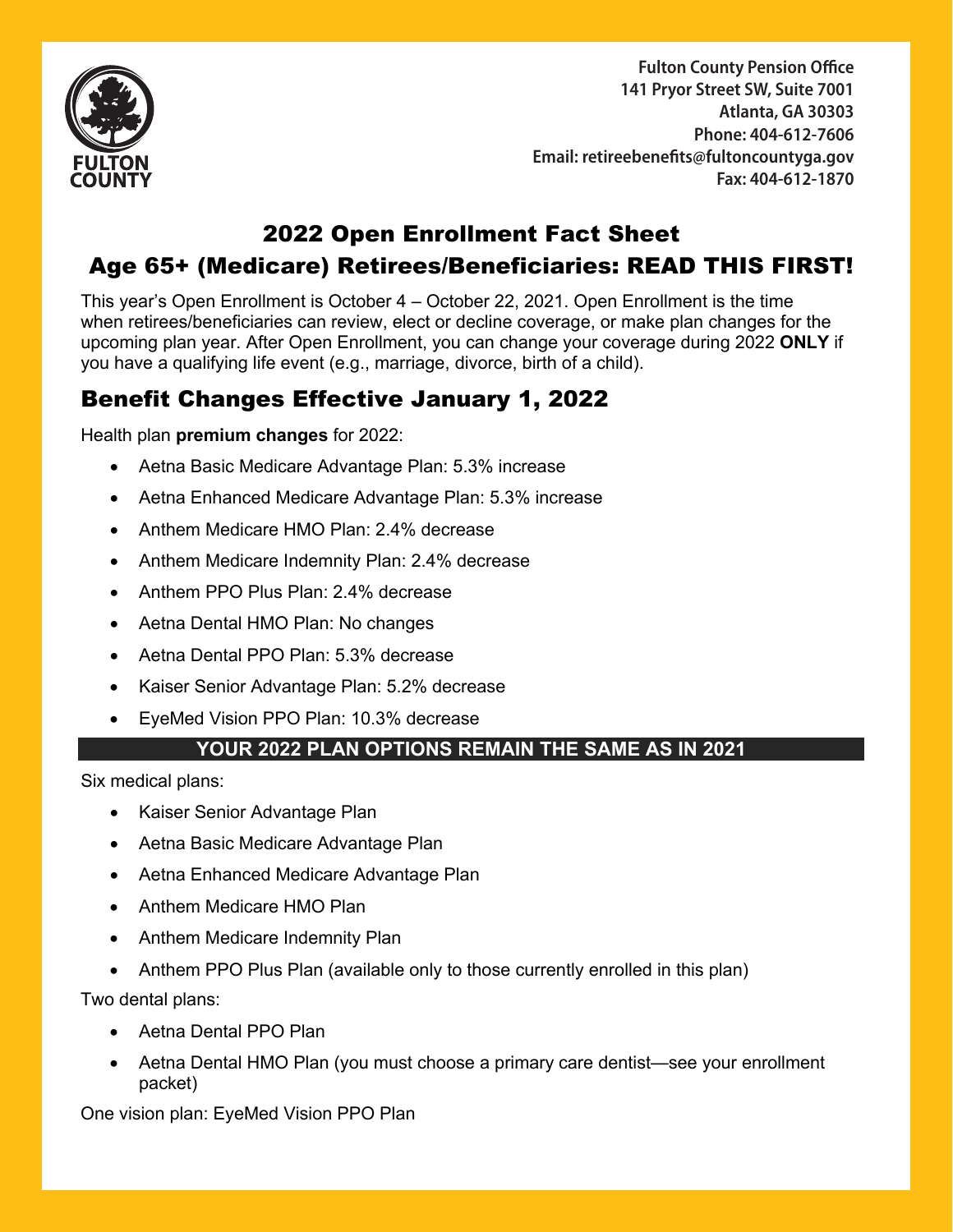**Fulton County Pension Office**
**141 Pryor Street SW, Suite 7001**
**Atlanta, GA 30303**
**Phone: 404-612-7606**
**Email: retireebenefits@fultoncountyga.gov**
**Fax: 404-612-1870**

FULTON COUNTY

# 2022 Open Enrollment Fact Sheet

## Age 65+ (Medicare) Retirees/Beneficiaries: READ THIS FIRST!

This year's Open Enrollment is October 4 – October 22, 2021. Open Enrollment is the time when retirees/beneficiaries can review, elect or decline coverage, or make plan changes for the upcoming plan year. After Open Enrollment, you can change your coverage during 2022 **ONLY** if you have a qualifying life event (e.g., marriage, divorce, birth of a child).

## Benefit Changes Effective January 1, 2022

Health plan **premium changes** for 2022:

- Aetna Basic Medicare Advantage Plan: 5.3% increase
- Aetna Enhanced Medicare Advantage Plan: 5.3% increase
- Anthem Medicare HMO Plan: 2.4% decrease
- Anthem Medicare Indemnity Plan: 2.4% decrease
- Anthem PPO Plus Plan: 2.4% decrease
- Aetna Dental HMO Plan: No changes
- Aetna Dental PPO Plan: 5.3% decrease
- Kaiser Senior Advantage Plan: 5.2% decrease
- EyeMed Vision PPO Plan: 10.3% decrease

### YOUR 2022 PLAN OPTIONS REMAIN THE SAME AS IN 2021

Six medical plans:

- Kaiser Senior Advantage Plan
- Aetna Basic Medicare Advantage Plan
- Aetna Enhanced Medicare Advantage Plan
- Anthem Medicare HMO Plan
- Anthem Medicare Indemnity Plan
- Anthem PPO Plus Plan (available only to those currently enrolled in this plan)

Two dental plans:

- Aetna Dental PPO Plan
- Aetna Dental HMO Plan (you must choose a primary care dentist—see your enrollment packet)

One vision plan: EyeMed Vision PPO Plan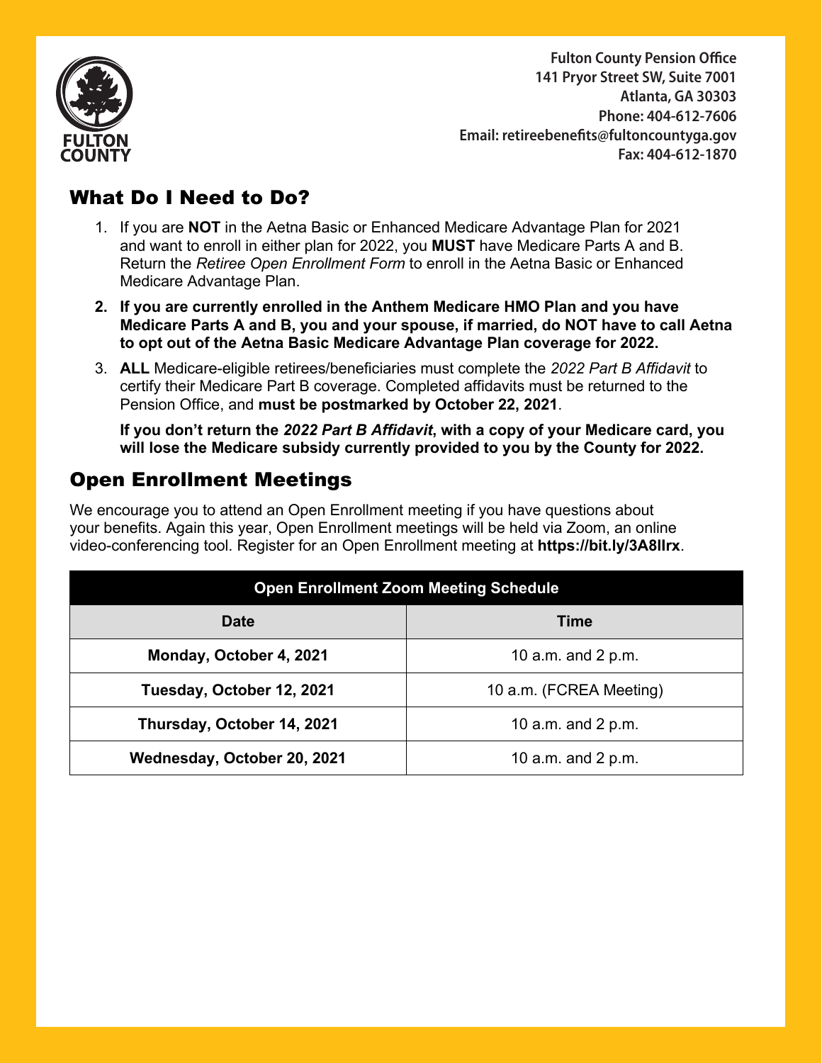FULTON COUNTY

**Fulton County Pension Office**
**141 Pryor Street SW, Suite 7001**
**Atlanta, GA 30303**
**Phone: 404-612-7606**
**Email: retireebenefits@fultoncountyga.gov**
**Fax: 404-612-1870**

## What Do I Need to Do?

1. If you are **NOT** in the Aetna Basic or Enhanced Medicare Advantage Plan for 2021 and want to enroll in either plan for 2022, you **MUST** have Medicare Parts A and B. Return the *Retiree Open Enrollment Form* to enroll in the Aetna Basic or Enhanced Medicare Advantage Plan.
2. **If you are currently enrolled in the Anthem Medicare HMO Plan and you have Medicare Parts A and B, you and your spouse, if married, do NOT have to call Aetna to opt out of the Aetna Basic Medicare Advantage Plan coverage for 2022.**
3. **ALL** Medicare-eligible retirees/beneficiaries must complete the *2022 Part B Affidavit* to certify their Medicare Part B coverage. Completed affidavits must be returned to the Pension Office, and **must be postmarked by October 22, 2021**.

   **If you don't return the *2022 Part B Affidavit*, with a copy of your Medicare card, you will lose the Medicare subsidy currently provided to you by the County for 2022.**

## Open Enrollment Meetings

We encourage you to attend an Open Enrollment meeting if you have questions about your benefits. Again this year, Open Enrollment meetings will be held via Zoom, an online video-conferencing tool. Register for an Open Enrollment meeting at **https://bit.ly/3A8llrx**.

| Open Enrollment Zoom Meeting Schedule | |
|---|---|
| **Date** | **Time** |
| **Monday, October 4, 2021** | 10 a.m. and 2 p.m. |
| **Tuesday, October 12, 2021** | 10 a.m. (FCREA Meeting) |
| **Thursday, October 14, 2021** | 10 a.m. and 2 p.m. |
| **Wednesday, October 20, 2021** | 10 a.m. and 2 p.m. |